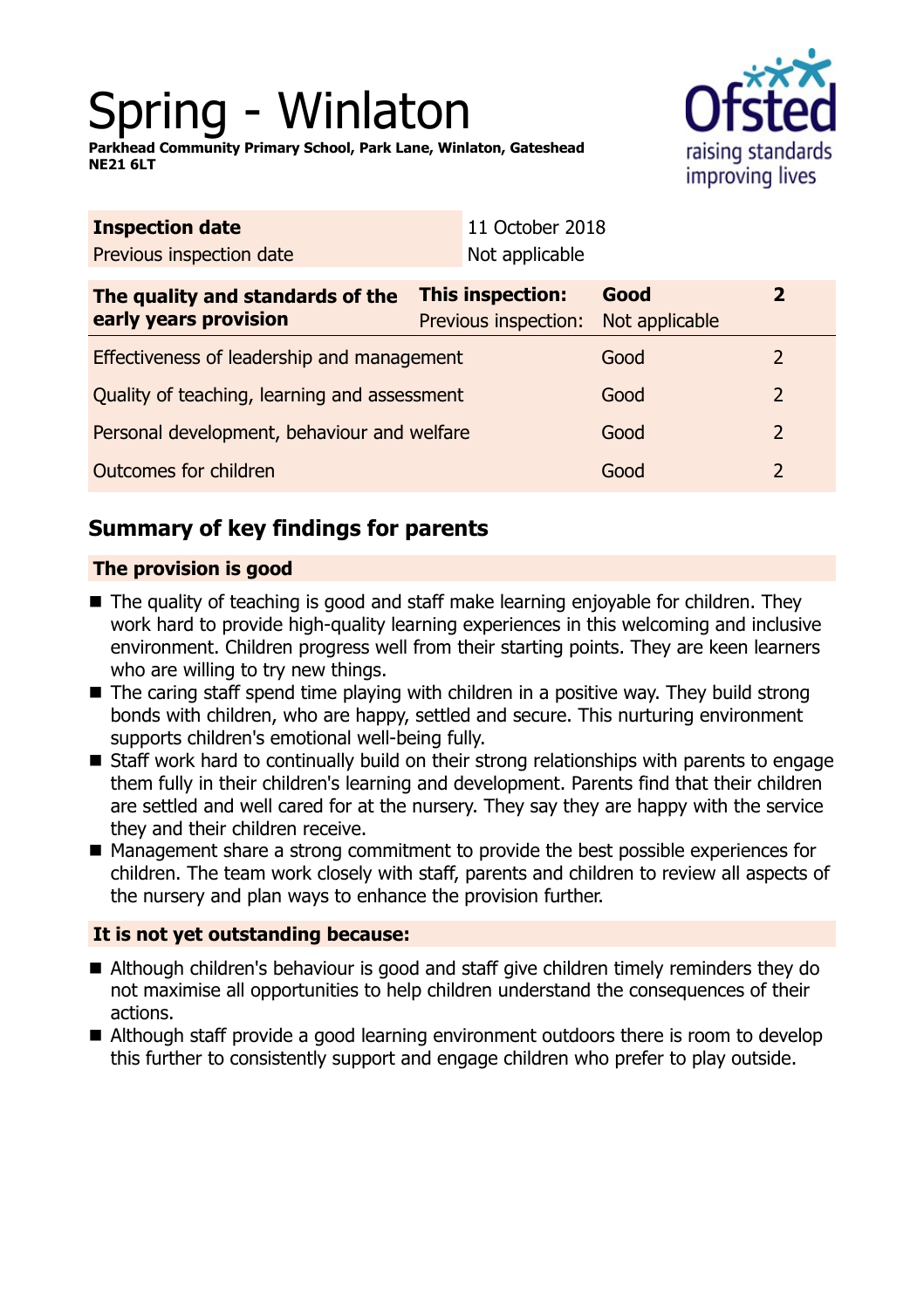# Spring - Winlaton

**Parkhead Community Primary School, Park Lane, Winlaton, Gateshead NE21 6LT**

| | |
|---|---|
| **Inspection date** | 11 October 2018 |
| Previous inspection date | Not applicable |

| | | | |
|---|---|---|---|
| **The quality and standards of the early years provision** | **This inspection:** | **Good** | **2** |
| | Previous inspection: | Not applicable | |
| Effectiveness of leadership and management | | Good | 2 |
| Quality of teaching, learning and assessment | | Good | 2 |
| Personal development, behaviour and welfare | | Good | 2 |
| Outcomes for children | | Good | 2 |

## Summary of key findings for parents

### The provision is good

- The quality of teaching is good and staff make learning enjoyable for children. They work hard to provide high-quality learning experiences in this welcoming and inclusive environment. Children progress well from their starting points. They are keen learners who are willing to try new things.
- The caring staff spend time playing with children in a positive way. They build strong bonds with children, who are happy, settled and secure. This nurturing environment supports children's emotional well-being fully.
- Staff work hard to continually build on their strong relationships with parents to engage them fully in their children's learning and development. Parents find that their children are settled and well cared for at the nursery. They say they are happy with the service they and their children receive.
- Management share a strong commitment to provide the best possible experiences for children. The team work closely with staff, parents and children to review all aspects of the nursery and plan ways to enhance the provision further.

### It is not yet outstanding because:

- Although children's behaviour is good and staff give children timely reminders they do not maximise all opportunities to help children understand the consequences of their actions.
- Although staff provide a good learning environment outdoors there is room to develop this further to consistently support and engage children who prefer to play outside.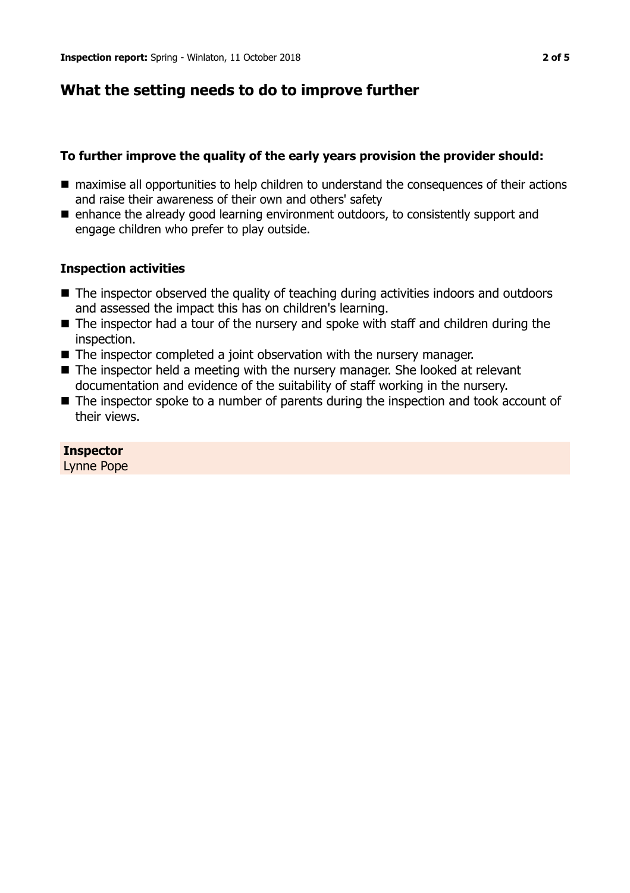## What the setting needs to do to improve further

### To further improve the quality of the early years provision the provider should:

- maximise all opportunities to help children to understand the consequences of their actions and raise their awareness of their own and others' safety
- enhance the already good learning environment outdoors, to consistently support and engage children who prefer to play outside.

### Inspection activities

- The inspector observed the quality of teaching during activities indoors and outdoors and assessed the impact this has on children's learning.
- The inspector had a tour of the nursery and spoke with staff and children during the inspection.
- The inspector completed a joint observation with the nursery manager.
- The inspector held a meeting with the nursery manager. She looked at relevant documentation and evidence of the suitability of staff working in the nursery.
- The inspector spoke to a number of parents during the inspection and took account of their views.

**Inspector**
Lynne Pope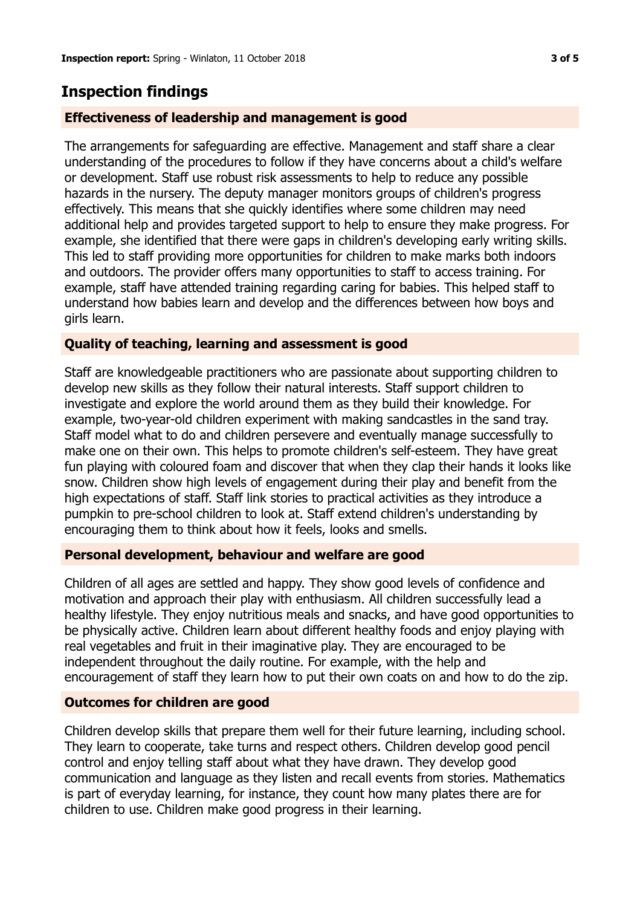## Inspection findings

### Effectiveness of leadership and management is good

The arrangements for safeguarding are effective. Management and staff share a clear understanding of the procedures to follow if they have concerns about a child's welfare or development. Staff use robust risk assessments to help to reduce any possible hazards in the nursery. The deputy manager monitors groups of children's progress effectively. This means that she quickly identifies where some children may need additional help and provides targeted support to help to ensure they make progress. For example, she identified that there were gaps in children's developing early writing skills. This led to staff providing more opportunities for children to make marks both indoors and outdoors. The provider offers many opportunities to staff to access training. For example, staff have attended training regarding caring for babies. This helped staff to understand how babies learn and develop and the differences between how boys and girls learn.

### Quality of teaching, learning and assessment is good

Staff are knowledgeable practitioners who are passionate about supporting children to develop new skills as they follow their natural interests. Staff support children to investigate and explore the world around them as they build their knowledge. For example, two-year-old children experiment with making sandcastles in the sand tray. Staff model what to do and children persevere and eventually manage successfully to make one on their own. This helps to promote children's self-esteem. They have great fun playing with coloured foam and discover that when they clap their hands it looks like snow. Children show high levels of engagement during their play and benefit from the high expectations of staff. Staff link stories to practical activities as they introduce a pumpkin to pre-school children to look at. Staff extend children's understanding by encouraging them to think about how it feels, looks and smells.

### Personal development, behaviour and welfare are good

Children of all ages are settled and happy. They show good levels of confidence and motivation and approach their play with enthusiasm. All children successfully lead a healthy lifestyle. They enjoy nutritious meals and snacks, and have good opportunities to be physically active. Children learn about different healthy foods and enjoy playing with real vegetables and fruit in their imaginative play. They are encouraged to be independent throughout the daily routine. For example, with the help and encouragement of staff they learn how to put their own coats on and how to do the zip.

### Outcomes for children are good

Children develop skills that prepare them well for their future learning, including school. They learn to cooperate, take turns and respect others. Children develop good pencil control and enjoy telling staff about what they have drawn. They develop good communication and language as they listen and recall events from stories. Mathematics is part of everyday learning, for instance, they count how many plates there are for children to use. Children make good progress in their learning.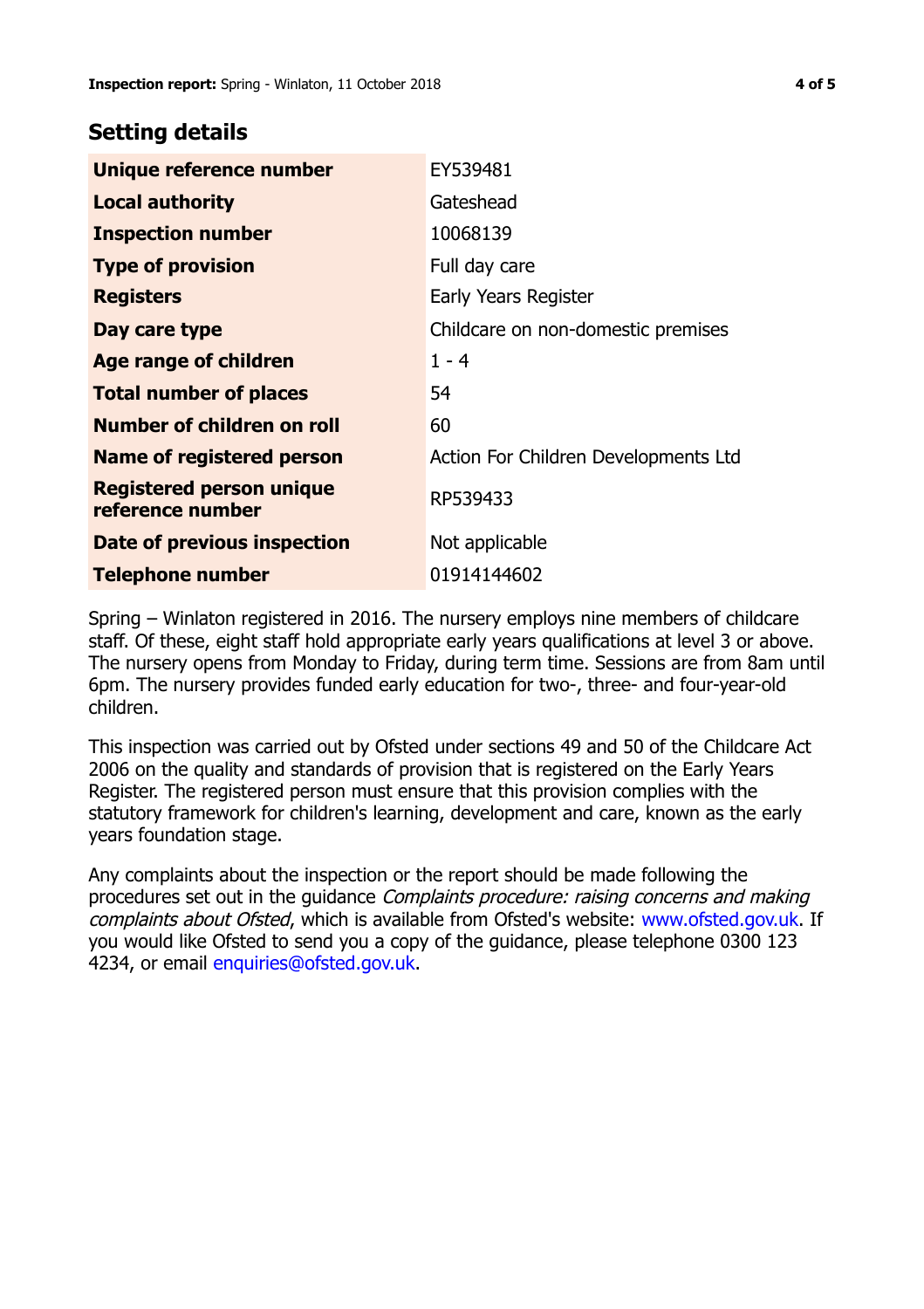## Setting details

| | |
|---|---|
| **Unique reference number** | EY539481 |
| **Local authority** | Gateshead |
| **Inspection number** | 10068139 |
| **Type of provision** | Full day care |
| **Registers** | Early Years Register |
| **Day care type** | Childcare on non-domestic premises |
| **Age range of children** | 1 - 4 |
| **Total number of places** | 54 |
| **Number of children on roll** | 60 |
| **Name of registered person** | Action For Children Developments Ltd |
| **Registered person unique reference number** | RP539433 |
| **Date of previous inspection** | Not applicable |
| **Telephone number** | 01914144602 |

Spring – Winlaton registered in 2016. The nursery employs nine members of childcare staff. Of these, eight staff hold appropriate early years qualifications at level 3 or above. The nursery opens from Monday to Friday, during term time. Sessions are from 8am until 6pm. The nursery provides funded early education for two-, three- and four-year-old children.

This inspection was carried out by Ofsted under sections 49 and 50 of the Childcare Act 2006 on the quality and standards of provision that is registered on the Early Years Register. The registered person must ensure that this provision complies with the statutory framework for children's learning, development and care, known as the early years foundation stage.

Any complaints about the inspection or the report should be made following the procedures set out in the guidance *Complaints procedure: raising concerns and making complaints about Ofsted*, which is available from Ofsted's website: www.ofsted.gov.uk. If you would like Ofsted to send you a copy of the guidance, please telephone 0300 123 4234, or email enquiries@ofsted.gov.uk.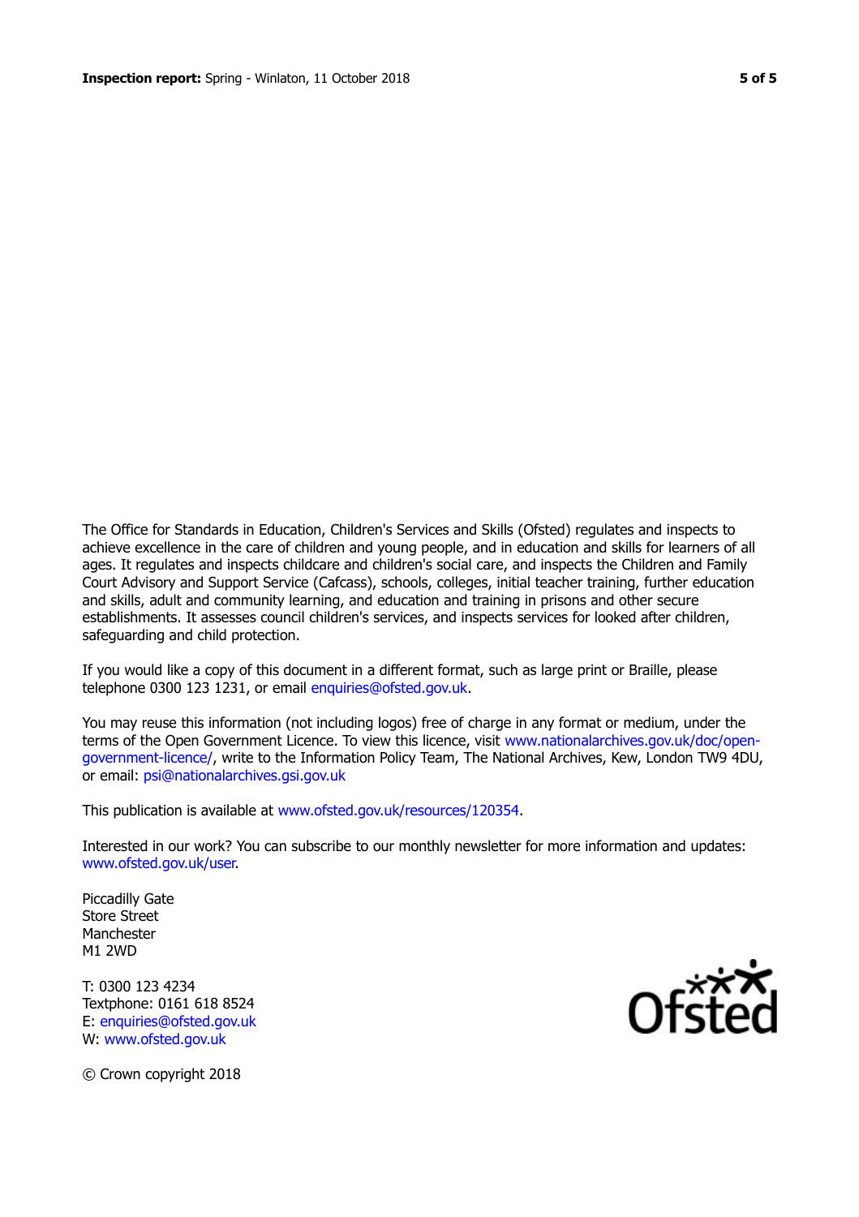The Office for Standards in Education, Children's Services and Skills (Ofsted) regulates and inspects to achieve excellence in the care of children and young people, and in education and skills for learners of all ages. It regulates and inspects childcare and children's social care, and inspects the Children and Family Court Advisory and Support Service (Cafcass), schools, colleges, initial teacher training, further education and skills, adult and community learning, and education and training in prisons and other secure establishments. It assesses council children's services, and inspects services for looked after children, safeguarding and child protection.

If you would like a copy of this document in a different format, such as large print or Braille, please telephone 0300 123 1231, or email enquiries@ofsted.gov.uk.

You may reuse this information (not including logos) free of charge in any format or medium, under the terms of the Open Government Licence. To view this licence, visit www.nationalarchives.gov.uk/doc/open-government-licence/, write to the Information Policy Team, The National Archives, Kew, London TW9 4DU, or email: psi@nationalarchives.gsi.gov.uk

This publication is available at www.ofsted.gov.uk/resources/120354.

Interested in our work? You can subscribe to our monthly newsletter for more information and updates: www.ofsted.gov.uk/user.

Piccadilly Gate
Store Street
Manchester
M1 2WD

T: 0300 123 4234
Textphone: 0161 618 8524
E: enquiries@ofsted.gov.uk
W: www.ofsted.gov.uk

© Crown copyright 2018